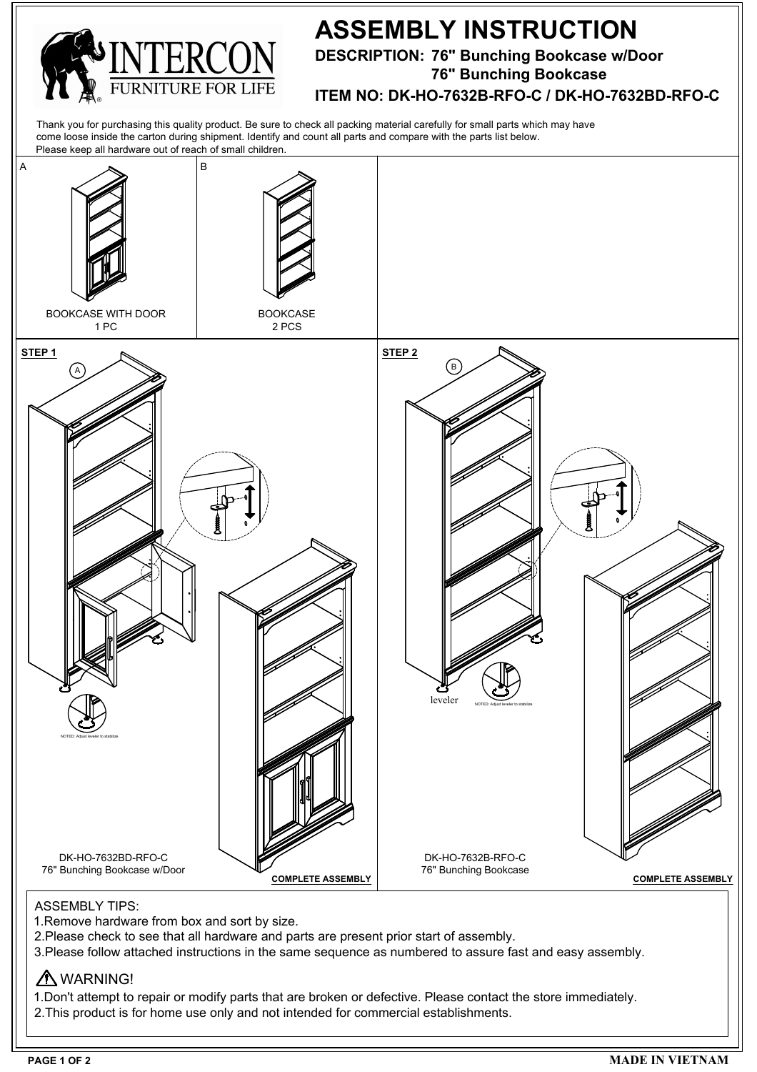INTERCON FURNITURE FOR LIFE

# ASSEMBLY INSTRUCTION

**DESCRIPTION: 76" Bunching Bookcase w/Door**
**76" Bunching Bookcase**

**ITEM NO: DK-HO-7632B-RFO-C / DK-HO-7632BD-RFO-C**

Thank you for purchasing this quality product. Be sure to check all packing material carefully for small parts which may have come loose inside the carton during shipment. Identify and count all parts and compare with the parts list below.
Please keep all hardware out of reach of small children.

| A | B |
|---|---|
| BOOKCASE WITH DOOR 1 PC | BOOKCASE 2 PCS |

**STEP 1**

A

NOTED: Adjust leveler to stabilize

DK-HO-7632BD-RFO-C
76" Bunching Bookcase w/Door

**COMPLETE ASSEMBLY**

**STEP 2**

B

leveler

NOTED: Adjust leveler to stabilize

DK-HO-7632B-RFO-C
76" Bunching Bookcase

**COMPLETE ASSEMBLY**

ASSEMBLY TIPS:

1. Remove hardware from box and sort by size.
2. Please check to see that all hardware and parts are present prior start of assembly.
3. Please follow attached instructions in the same sequence as numbered to assure fast and easy assembly.

⚠ WARNING!

1. Don't attempt to repair or modify parts that are broken or defective. Please contact the store immediately.
2. This product is for home use only and not intended for commercial establishments.

**MADE IN VIETNAM**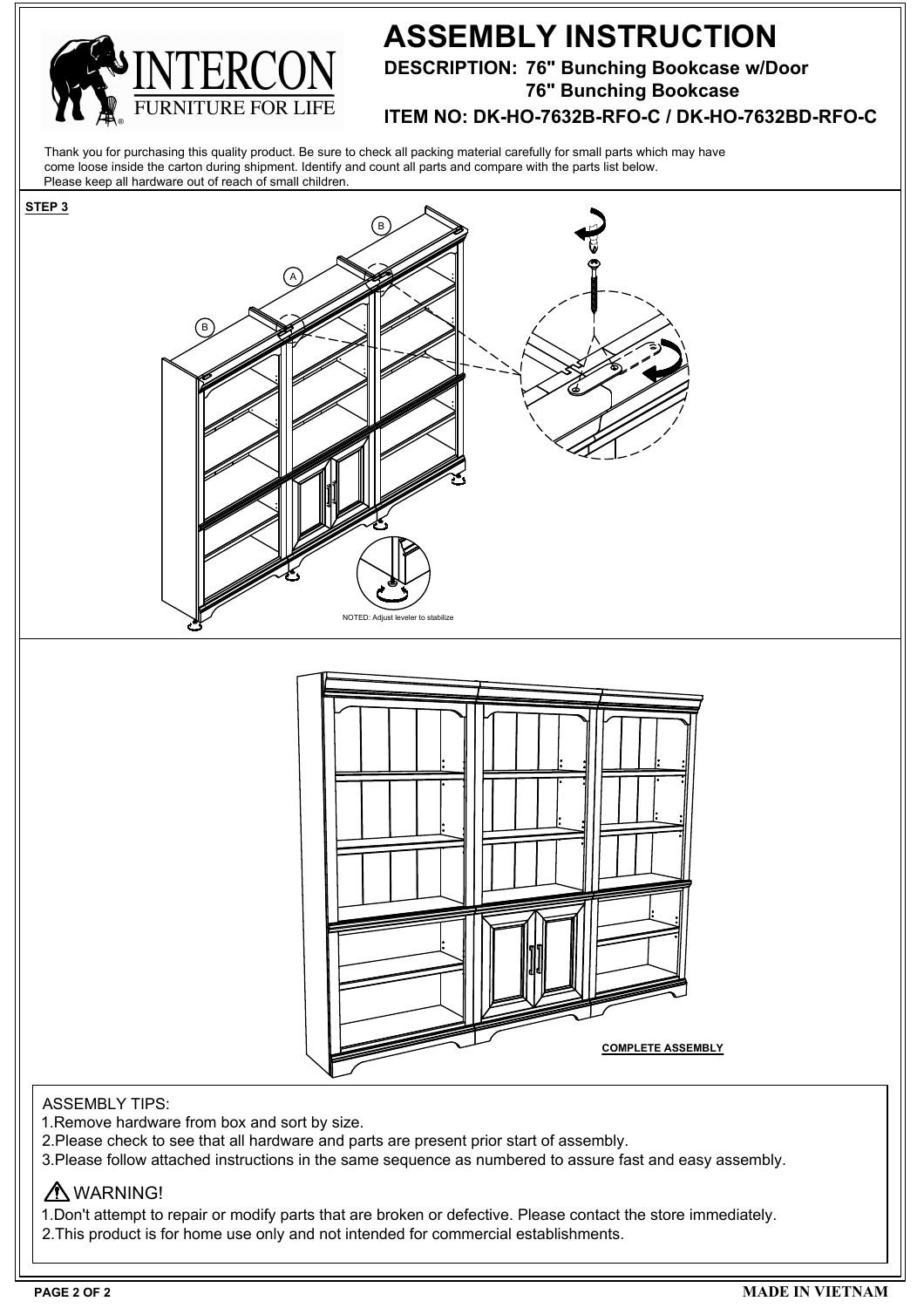INTERCON
FURNITURE FOR LIFE

# ASSEMBLY INSTRUCTION

**DESCRIPTION: 76" Bunching Bookcase w/Door**
**76" Bunching Bookcase**

**ITEM NO: DK-HO-7632B-RFO-C / DK-HO-7632BD-RFO-C**

Thank you for purchasing this quality product. Be sure to check all packing material carefully for small parts which may have come loose inside the carton during shipment. Identify and count all parts and compare with the parts list below.
Please keep all hardware out of reach of small children.

**STEP 3**

B

A

B

NOTED: Adjust leveler to stabilize

**COMPLETE ASSEMBLY**

ASSEMBLY TIPS:

1. Remove hardware from box and sort by size.
2. Please check to see that all hardware and parts are present prior start of assembly.
3. Please follow attached instructions in the same sequence as numbered to assure fast and easy assembly.

⚠ WARNING!

1. Don't attempt to repair or modify parts that are broken or defective. Please contact the store immediately.
2. This product is for home use only and not intended for commercial establishments.

**MADE IN VIETNAM**